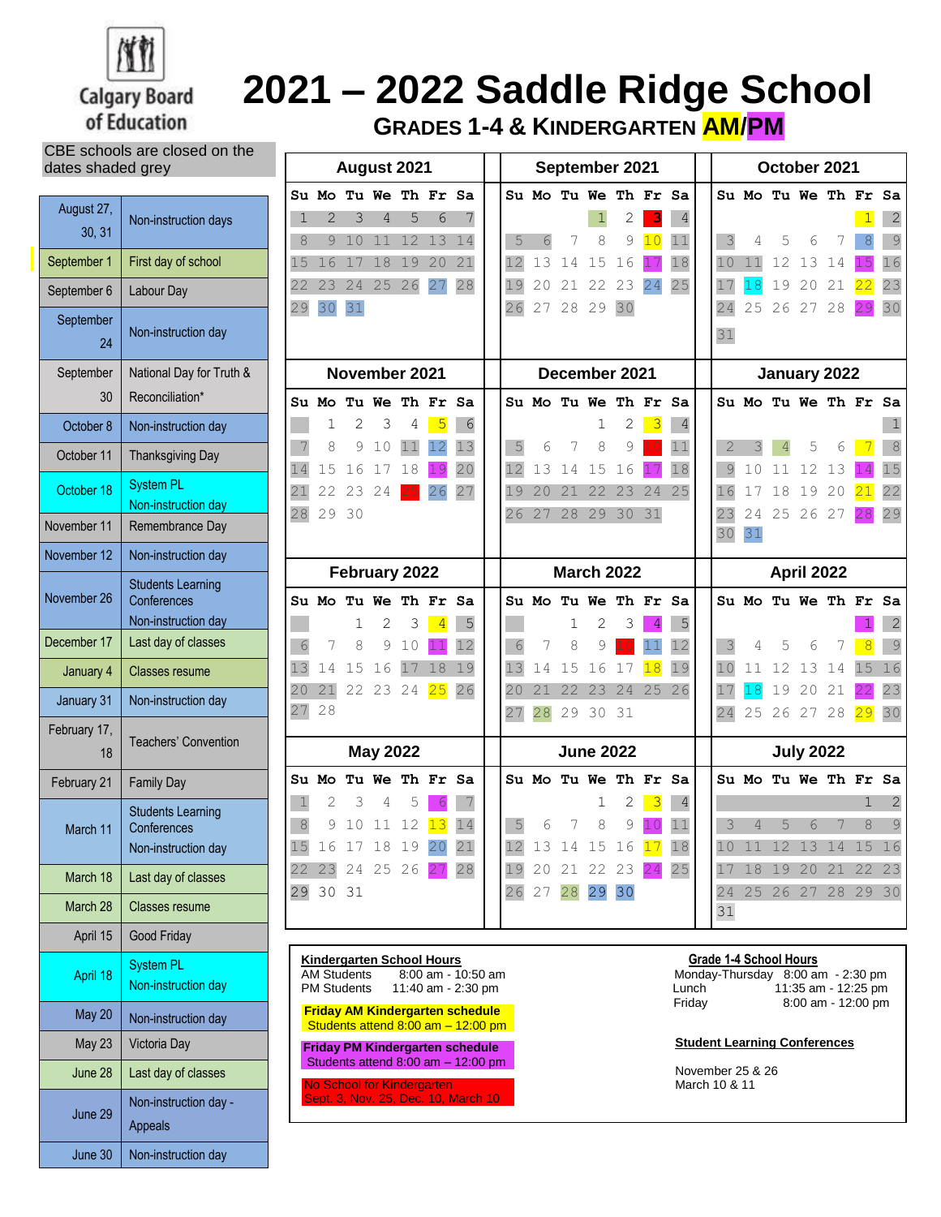# 2021 – 2022 Saddle Ridge School

## Grades 1-4 & Kindergarten AM/PM

Calgary Board of Education

CBE schools are closed on the dates shaded grey

| Date | Event |
| --- | --- |
| August 27, 30, 31 | Non-instruction days |
| September 1 | First day of school |
| September 6 | Labour Day |
| September 24 | Non-instruction day |
| September 30 | National Day for Truth & Reconciliation* |
| October 8 | Non-instruction day |
| October 11 | Thanksgiving Day |
| October 18 | System PL Non-instruction day |
| November 11 | Remembrance Day |
| November 12 | Non-instruction day |
| November 26 | Students Learning Conferences Non-instruction day |
| December 17 | Last day of classes |
| January 4 | Classes resume |
| January 31 | Non-instruction day |
| February 17, 18 | Teachers' Convention |
| February 21 | Family Day |
| March 11 | Students Learning Conferences Non-instruction day |
| March 18 | Last day of classes |
| March 28 | Classes resume |
| April 15 | Good Friday |
| April 18 | System PL Non-instruction day |
| May 20 | Non-instruction day |
| May 23 | Victoria Day |
| June 28 | Last day of classes |
| June 29 | Non-instruction day - Appeals |
| June 30 | Non-instruction day |

### August 2021

| Su | Mo | Tu | We | Th | Fr | Sa |
| --- | --- | --- | --- | --- | --- | --- |
| 1 | 2 | 3 | 4 | 5 | 6 | 7 |
| 8 | 9 | 10 | 11 | 12 | 13 | 14 |
| 15 | 16 | 17 | 18 | 19 | 20 | 21 |
| 22 | 23 | 24 | 25 | 26 | 27 | 28 |
| 29 | 30 | 31 | | | | |

### September 2021

| Su | Mo | Tu | We | Th | Fr | Sa |
| --- | --- | --- | --- | --- | --- | --- |
| | | | 1 | 2 | 3 | 4 |
| 5 | 6 | 7 | 8 | 9 | 10 | 11 |
| 12 | 13 | 14 | 15 | 16 | 17 | 18 |
| 19 | 20 | 21 | 22 | 23 | 24 | 25 |
| 26 | 27 | 28 | 29 | 30 | | |

### October 2021

| Su | Mo | Tu | We | Th | Fr | Sa |
| --- | --- | --- | --- | --- | --- | --- |
| | | | | | 1 | 2 |
| 3 | 4 | 5 | 6 | 7 | 8 | 9 |
| 10 | 11 | 12 | 13 | 14 | 15 | 16 |
| 17 | 18 | 19 | 20 | 21 | 22 | 23 |
| 24 | 25 | 26 | 27 | 28 | 29 | 30 |
| 31 | | | | | | |

### November 2021

| Su | Mo | Tu | We | Th | Fr | Sa |
| --- | --- | --- | --- | --- | --- | --- |
| | 1 | 2 | 3 | 4 | 5 | 6 |
| 7 | 8 | 9 | 10 | 11 | 12 | 13 |
| 14 | 15 | 16 | 17 | 18 | 19 | 20 |
| 21 | 22 | 23 | 24 | 25 | 26 | 27 |
| 28 | 29 | 30 | | | | |

### December 2021

| Su | Mo | Tu | We | Th | Fr | Sa |
| --- | --- | --- | --- | --- | --- | --- |
| | | | 1 | 2 | 3 | 4 |
| 5 | 6 | 7 | 8 | 9 | 10 | 11 |
| 12 | 13 | 14 | 15 | 16 | 17 | 18 |
| 19 | 20 | 21 | 22 | 23 | 24 | 25 |
| 26 | 27 | 28 | 29 | 30 | 31 | |

### January 2022

| Su | Mo | Tu | We | Th | Fr | Sa |
| --- | --- | --- | --- | --- | --- | --- |
| | | | | | | 1 |
| 2 | 3 | 4 | 5 | 6 | 7 | 8 |
| 9 | 10 | 11 | 12 | 13 | 14 | 15 |
| 16 | 17 | 18 | 19 | 20 | 21 | 22 |
| 23 | 24 | 25 | 26 | 27 | 28 | 29 |
| 30 | 31 | | | | | |

### February 2022

| Su | Mo | Tu | We | Th | Fr | Sa |
| --- | --- | --- | --- | --- | --- | --- |
| | | 1 | 2 | 3 | 4 | 5 |
| 6 | 7 | 8 | 9 | 10 | 11 | 12 |
| 13 | 14 | 15 | 16 | 17 | 18 | 19 |
| 20 | 21 | 22 | 23 | 24 | 25 | 26 |
| 27 | 28 | | | | | |

### March 2022

| Su | Mo | Tu | We | Th | Fr | Sa |
| --- | --- | --- | --- | --- | --- | --- |
| | | 1 | 2 | 3 | 4 | 5 |
| 6 | 7 | 8 | 9 | 10 | 11 | 12 |
| 13 | 14 | 15 | 16 | 17 | 18 | 19 |
| 20 | 21 | 22 | 23 | 24 | 25 | 26 |
| 27 | 28 | 29 | 30 | 31 | | |

### April 2022

| Su | Mo | Tu | We | Th | Fr | Sa |
| --- | --- | --- | --- | --- | --- | --- |
| | | | | | 1 | 2 |
| 3 | 4 | 5 | 6 | 7 | 8 | 9 |
| 10 | 11 | 12 | 13 | 14 | 15 | 16 |
| 17 | 18 | 19 | 20 | 21 | 22 | 23 |
| 24 | 25 | 26 | 27 | 28 | 29 | 30 |

### May 2022

| Su | Mo | Tu | We | Th | Fr | Sa |
| --- | --- | --- | --- | --- | --- | --- |
| 1 | 2 | 3 | 4 | 5 | 6 | 7 |
| 8 | 9 | 10 | 11 | 12 | 13 | 14 |
| 15 | 16 | 17 | 18 | 19 | 20 | 21 |
| 22 | 23 | 24 | 25 | 26 | 27 | 28 |
| 29 | 30 | 31 | | | | |

### June 2022

| Su | Mo | Tu | We | Th | Fr | Sa |
| --- | --- | --- | --- | --- | --- | --- |
| | | | 1 | 2 | 3 | 4 |
| 5 | 6 | 7 | 8 | 9 | 10 | 11 |
| 12 | 13 | 14 | 15 | 16 | 17 | 18 |
| 19 | 20 | 21 | 22 | 23 | 24 | 25 |
| 26 | 27 | 28 | 29 | 30 | | |

### July 2022

| Su | Mo | Tu | We | Th | Fr | Sa |
| --- | --- | --- | --- | --- | --- | --- |
| | | | | | 1 | 2 |
| 3 | 4 | 5 | 6 | 7 | 8 | 9 |
| 10 | 11 | 12 | 13 | 14 | 15 | 16 |
| 17 | 18 | 19 | 20 | 21 | 22 | 23 |
| 24 | 25 | 26 | 27 | 28 | 29 | 30 |
| 31 | | | | | | |

**Kindergarten School Hours**

| | |
| --- | --- |
| AM Students | 8:00 am - 10:50 am |
| PM Students | 11:40 am - 2:30 pm |

**Friday AM Kindergarten schedule**
Students attend 8:00 am – 12:00 pm

**Friday PM Kindergarten schedule**
Students attend 8:00 am – 12:00 pm

No School for Kindergarten
Sept. 3, Nov. 25, Dec. 10, March 10

**Grade 1-4 School Hours**

| | |
| --- | --- |
| Monday-Thursday | 8:00 am - 2:30 pm |
| Lunch | 11:35 am - 12:25 pm |
| Friday | 8:00 am - 12:00 pm |

**Student Learning Conferences**

November 25 & 26
March 10 & 11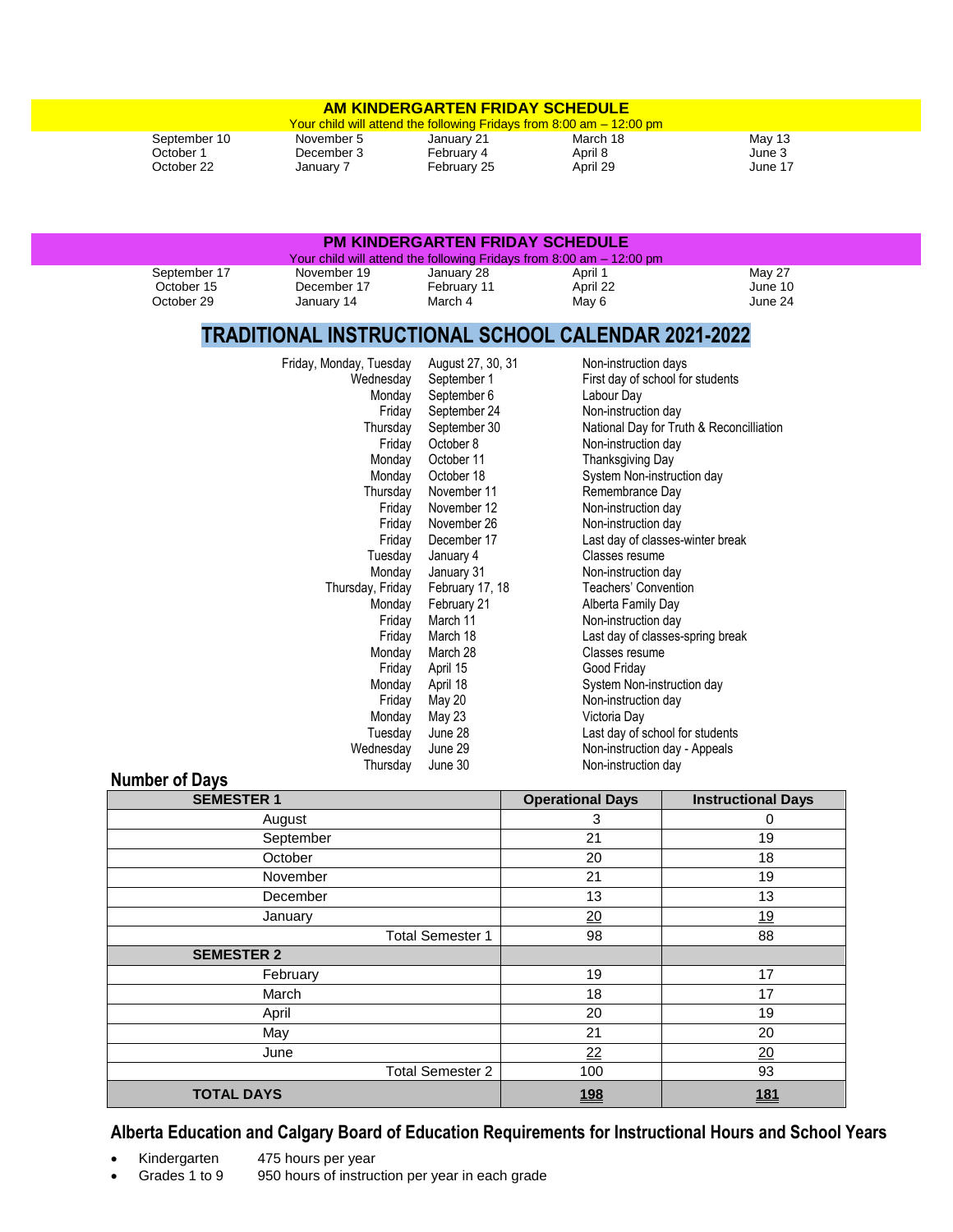## AM KINDERGARTEN FRIDAY SCHEDULE

Your child will attend the following Fridays from 8:00 am – 12:00 pm

| | | | | |
|---|---|---|---|---|
| September 10 | November 5 | January 21 | March 18 | May 13 |
| October 1 | December 3 | February 4 | April 8 | June 3 |
| October 22 | January 7 | February 25 | April 29 | June 17 |

## PM KINDERGARTEN FRIDAY SCHEDULE

Your child will attend the following Fridays from 8:00 am – 12:00 pm

| | | | | |
|---|---|---|---|---|
| September 17 | November 19 | January 28 | April 1 | May 27 |
| October 15 | December 17 | February 11 | April 22 | June 10 |
| October 29 | January 14 | March 4 | May 6 | June 24 |

# TRADITIONAL INSTRUCTIONAL SCHOOL CALENDAR 2021-2022

| | | |
|---|---|---|
| Friday, Monday, Tuesday | August 27, 30, 31 | Non-instruction days |
| Wednesday | September 1 | First day of school for students |
| Monday | September 6 | Labour Day |
| Friday | September 24 | Non-instruction day |
| Thursday | September 30 | National Day for Truth & Reconcilliation |
| Friday | October 8 | Non-instruction day |
| Monday | October 11 | Thanksgiving Day |
| Monday | October 18 | System Non-instruction day |
| Thursday | November 11 | Remembrance Day |
| Friday | November 12 | Non-instruction day |
| Friday | November 26 | Non-instruction day |
| Friday | December 17 | Last day of classes-winter break |
| Tuesday | January 4 | Classes resume |
| Monday | January 31 | Non-instruction day |
| Thursday, Friday | February 17, 18 | Teachers' Convention |
| Monday | February 21 | Alberta Family Day |
| Friday | March 11 | Non-instruction day |
| Friday | March 18 | Last day of classes-spring break |
| Monday | March 28 | Classes resume |
| Friday | April 15 | Good Friday |
| Monday | April 18 | System Non-instruction day |
| Friday | May 20 | Non-instruction day |
| Monday | May 23 | Victoria Day |
| Tuesday | June 28 | Last day of school for students |
| Wednesday | June 29 | Non-instruction day - Appeals |
| Thursday | June 30 | Non-instruction day |

## Number of Days

| SEMESTER 1 | Operational Days | Instructional Days |
|---|---|---|
| August | 3 | 0 |
| September | 21 | 19 |
| October | 20 | 18 |
| November | 21 | 19 |
| December | 13 | 13 |
| January | 20 | 19 |
| Total Semester 1 | 98 | 88 |
| **SEMESTER 2** | | |
| February | 19 | 17 |
| March | 18 | 17 |
| April | 20 | 19 |
| May | 21 | 20 |
| June | 22 | 20 |
| Total Semester 2 | 100 | 93 |
| **TOTAL DAYS** | **198** | **181** |

## Alberta Education and Calgary Board of Education Requirements for Instructional Hours and School Years

- Kindergarten 475 hours per year
- Grades 1 to 9 950 hours of instruction per year in each grade